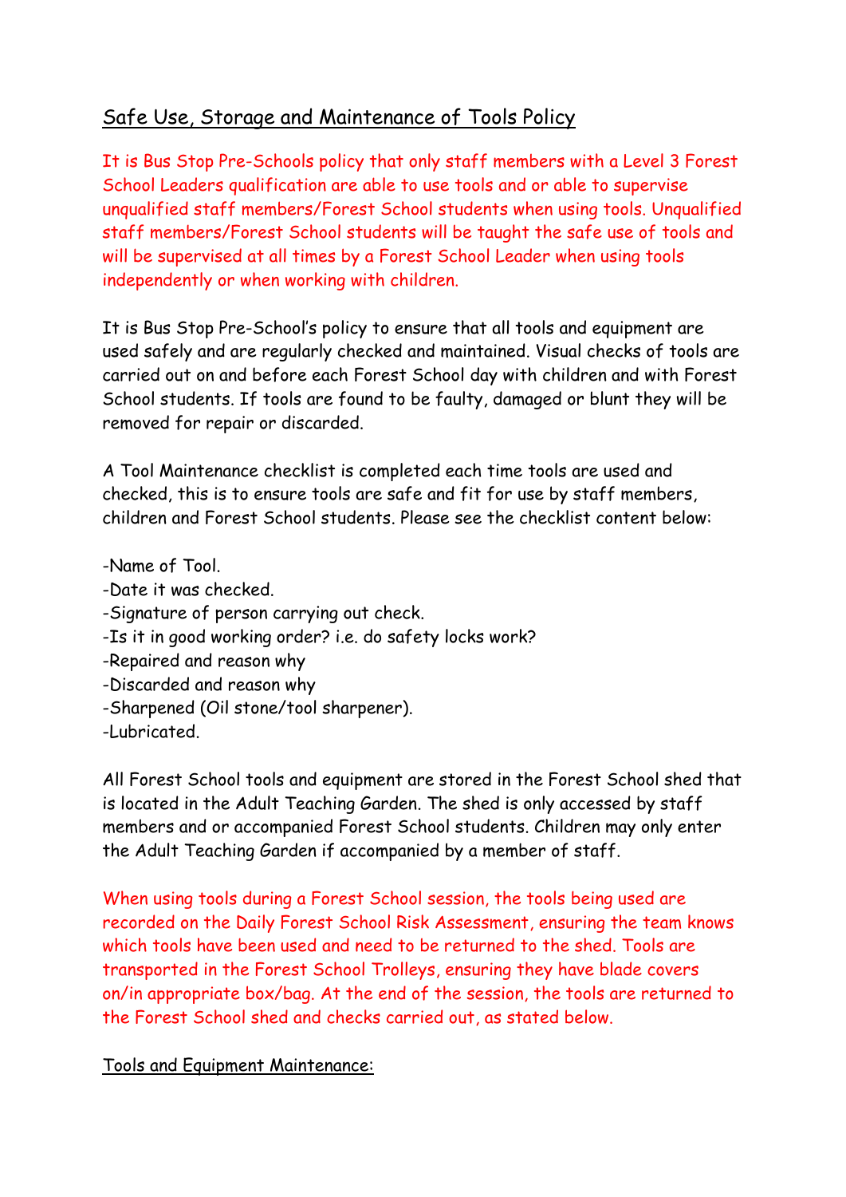## Safe Use, Storage and Maintenance of Tools Policy

It is Bus Stop Pre-Schools policy that only staff members with a Level 3 Forest School Leaders qualification are able to use tools and or able to supervise unqualified staff members/Forest School students when using tools. Unqualified staff members/Forest School students will be taught the safe use of tools and will be supervised at all times by a Forest School Leader when using tools independently or when working with children.

It is Bus Stop Pre-School's policy to ensure that all tools and equipment are used safely and are regularly checked and maintained. Visual checks of tools are carried out on and before each Forest School day with children and with Forest School students. If tools are found to be faulty, damaged or blunt they will be removed for repair or discarded.

A Tool Maintenance checklist is completed each time tools are used and checked, this is to ensure tools are safe and fit for use by staff members, children and Forest School students. Please see the checklist content below:

- Name of Tool.
- Date it was checked.
- Signature of person carrying out check.
- Is it in good working order? i.e. do safety locks work?
- Repaired and reason why
- Discarded and reason why
- Sharpened (Oil stone/tool sharpener).
- Lubricated.

All Forest School tools and equipment are stored in the Forest School shed that is located in the Adult Teaching Garden. The shed is only accessed by staff members and or accompanied Forest School students. Children may only enter the Adult Teaching Garden if accompanied by a member of staff.

When using tools during a Forest School session, the tools being used are recorded on the Daily Forest School Risk Assessment, ensuring the team knows which tools have been used and need to be returned to the shed. Tools are transported in the Forest School Trolleys, ensuring they have blade covers on/in appropriate box/bag. At the end of the session, the tools are returned to the Forest School shed and checks carried out, as stated below.

### Tools and Equipment Maintenance: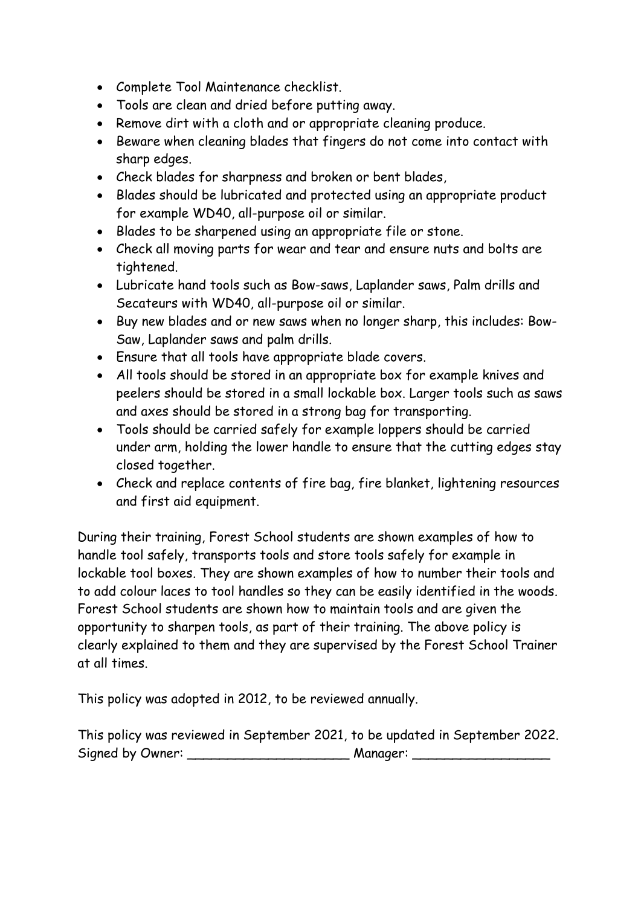- Complete Tool Maintenance checklist.
- Tools are clean and dried before putting away.
- Remove dirt with a cloth and or appropriate cleaning produce.
- Beware when cleaning blades that fingers do not come into contact with sharp edges.
- Check blades for sharpness and broken or bent blades,
- Blades should be lubricated and protected using an appropriate product for example WD40, all-purpose oil or similar.
- Blades to be sharpened using an appropriate file or stone.
- Check all moving parts for wear and tear and ensure nuts and bolts are tightened.
- Lubricate hand tools such as Bow-saws, Laplander saws, Palm drills and Secateurs with WD40, all-purpose oil or similar.
- Buy new blades and or new saws when no longer sharp, this includes: Bow-Saw, Laplander saws and palm drills.
- Ensure that all tools have appropriate blade covers.
- All tools should be stored in an appropriate box for example knives and peelers should be stored in a small lockable box. Larger tools such as saws and axes should be stored in a strong bag for transporting.
- Tools should be carried safely for example loppers should be carried under arm, holding the lower handle to ensure that the cutting edges stay closed together.
- Check and replace contents of fire bag, fire blanket, lightening resources and first aid equipment.

During their training, Forest School students are shown examples of how to handle tool safely, transports tools and store tools safely for example in lockable tool boxes. They are shown examples of how to number their tools and to add colour laces to tool handles so they can be easily identified in the woods. Forest School students are shown how to maintain tools and are given the opportunity to sharpen tools, as part of their training. The above policy is clearly explained to them and they are supervised by the Forest School Trainer at all times.

This policy was adopted in 2012, to be reviewed annually.

This policy was reviewed in September 2021, to be updated in September 2022.
Signed by Owner: ____________________ Manager: _________________